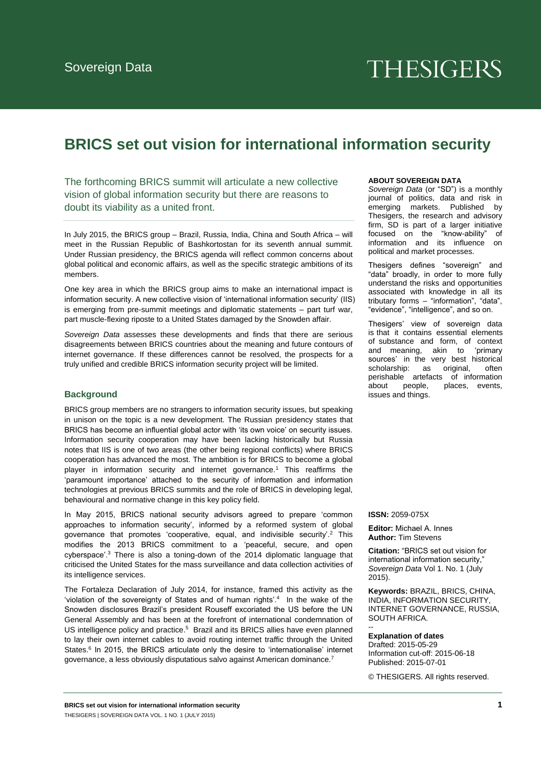Sovereign Data

THESIGERS

# BRICS set out vision for international information security

The forthcoming BRICS summit will articulate a new collective vision of global information security but there are reasons to doubt its viability as a united front.

In July 2015, the BRICS group – Brazil, Russia, India, China and South Africa – will meet in the Russian Republic of Bashkortostan for its seventh annual summit. Under Russian presidency, the BRICS agenda will reflect common concerns about global political and economic affairs, as well as the specific strategic ambitions of its members.

One key area in which the BRICS group aims to make an international impact is information security. A new collective vision of 'international information security' (IIS) is emerging from pre-summit meetings and diplomatic statements – part turf war, part muscle-flexing riposte to a United States damaged by the Snowden affair.

*Sovereign Data* assesses these developments and finds that there are serious disagreements between BRICS countries about the meaning and future contours of internet governance. If these differences cannot be resolved, the prospects for a truly unified and credible BRICS information security project will be limited.

## Background

BRICS group members are no strangers to information security issues, but speaking in unison on the topic is a new development. The Russian presidency states that BRICS has become an influential global actor with 'its own voice' on security issues. Information security cooperation may have been lacking historically but Russia notes that IIS is one of two areas (the other being regional conflicts) where BRICS cooperation has advanced the most. The ambition is for BRICS to become a global player in information security and internet governance.[1] This reaffirms the 'paramount importance' attached to the security of information and information technologies at previous BRICS summits and the role of BRICS in developing legal, behavioural and normative change in this key policy field.

In May 2015, BRICS national security advisors agreed to prepare 'common approaches to information security', informed by a reformed system of global governance that promotes 'cooperative, equal, and indivisible security'.[2] This modifies the 2013 BRICS commitment to a 'peaceful, secure, and open cyberspace'.[3] There is also a toning-down of the 2014 diplomatic language that criticised the United States for the mass surveillance and data collection activities of its intelligence services.

The Fortaleza Declaration of July 2014, for instance, framed this activity as the 'violation of the sovereignty of States and of human rights'.[4] In the wake of the Snowden disclosures Brazil's president Rouseff excoriated the US before the UN General Assembly and has been at the forefront of international condemnation of US intelligence policy and practice.[5] Brazil and its BRICS allies have even planned to lay their own internet cables to avoid routing internet traffic through the United States.[6] In 2015, the BRICS articulate only the desire to 'internationalise' internet governance, a less obviously disputatious salvo against American dominance.[7]

**ABOUT SOVEREIGN DATA**

*Sovereign Data* (or "SD") is a monthly journal of politics, data and risk in emerging markets. Published by Thesigers, the research and advisory firm, SD is part of a larger initiative focused on the "know-ability" of information and its influence on political and market processes.

Thesigers defines "sovereign" and "data" broadly, in order to more fully understand the risks and opportunities associated with knowledge in all its tributary forms – "information", "data", "evidence", "intelligence", and so on.

Thesigers' view of sovereign data is that it contains essential elements of substance and form, of context and meaning, akin to 'primary sources' in the very best historical scholarship: as original, often perishable artefacts of information about people, places, events, issues and things.

**ISSN:** 2059-075X

**Editor:** Michael A. Innes
**Author:** Tim Stevens

**Citation:** "BRICS set out vision for international information security," *Sovereign Data* Vol 1. No. 1 (July 2015).

**Keywords:** BRAZIL, BRICS, CHINA, INDIA, INFORMATION SECURITY, INTERNET GOVERNANCE, RUSSIA, SOUTH AFRICA.

--

**Explanation of dates**
Drafted: 2015-05-29
Information cut-off: 2015-06-18
Published: 2015-07-01

© THESIGERS. All rights reserved.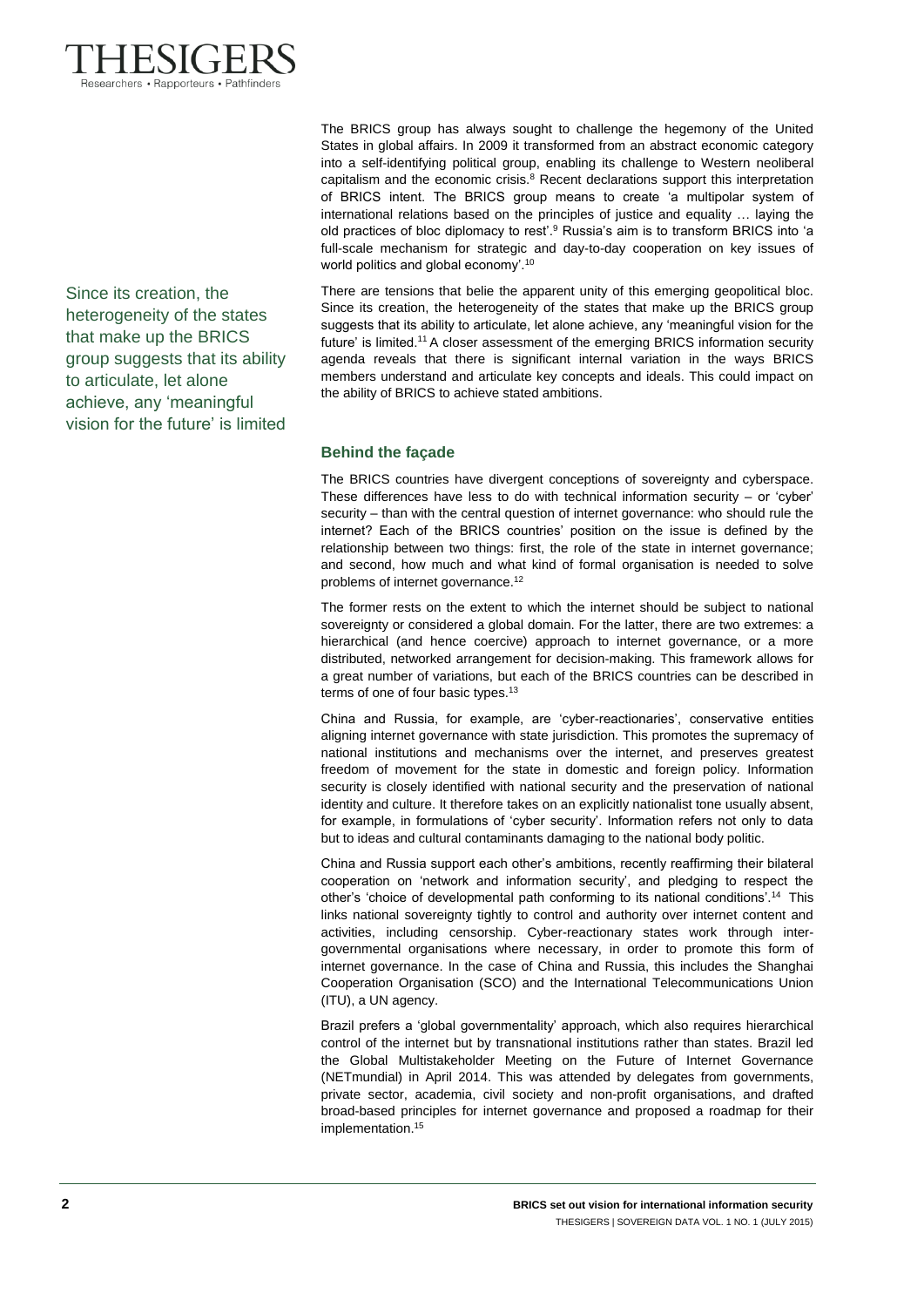The BRICS group has always sought to challenge the hegemony of the United States in global affairs. In 2009 it transformed from an abstract economic category into a self-identifying political group, enabling its challenge to Western neoliberal capitalism and the economic crisis.[8] Recent declarations support this interpretation of BRICS intent. The BRICS group means to create 'a multipolar system of international relations based on the principles of justice and equality … laying the old practices of bloc diplomacy to rest'.[9] Russia's aim is to transform BRICS into 'a full-scale mechanism for strategic and day-to-day cooperation on key issues of world politics and global economy'.[10]

> Since its creation, the heterogeneity of the states that make up the BRICS group suggests that its ability to articulate, let alone achieve, any 'meaningful vision for the future' is limited

There are tensions that belie the apparent unity of this emerging geopolitical bloc. Since its creation, the heterogeneity of the states that make up the BRICS group suggests that its ability to articulate, let alone achieve, any 'meaningful vision for the future' is limited.[11] A closer assessment of the emerging BRICS information security agenda reveals that there is significant internal variation in the ways BRICS members understand and articulate key concepts and ideals. This could impact on the ability of BRICS to achieve stated ambitions.

## Behind the façade

The BRICS countries have divergent conceptions of sovereignty and cyberspace. These differences have less to do with technical information security – or 'cyber' security – than with the central question of internet governance: who should rule the internet? Each of the BRICS countries' position on the issue is defined by the relationship between two things: first, the role of the state in internet governance; and second, how much and what kind of formal organisation is needed to solve problems of internet governance.[12]

The former rests on the extent to which the internet should be subject to national sovereignty or considered a global domain. For the latter, there are two extremes: a hierarchical (and hence coercive) approach to internet governance, or a more distributed, networked arrangement for decision-making. This framework allows for a great number of variations, but each of the BRICS countries can be described in terms of one of four basic types.[13]

China and Russia, for example, are 'cyber-reactionaries', conservative entities aligning internet governance with state jurisdiction. This promotes the supremacy of national institutions and mechanisms over the internet, and preserves greatest freedom of movement for the state in domestic and foreign policy. Information security is closely identified with national security and the preservation of national identity and culture. It therefore takes on an explicitly nationalist tone usually absent, for example, in formulations of 'cyber security'. Information refers not only to data but to ideas and cultural contaminants damaging to the national body politic.

China and Russia support each other's ambitions, recently reaffirming their bilateral cooperation on 'network and information security', and pledging to respect the other's 'choice of developmental path conforming to its national conditions'.[14] This links national sovereignty tightly to control and authority over internet content and activities, including censorship. Cyber-reactionary states work through inter-governmental organisations where necessary, in order to promote this form of internet governance. In the case of China and Russia, this includes the Shanghai Cooperation Organisation (SCO) and the International Telecommunications Union (ITU), a UN agency.

Brazil prefers a 'global governmentality' approach, which also requires hierarchical control of the internet but by transnational institutions rather than states. Brazil led the Global Multistakeholder Meeting on the Future of Internet Governance (NETmundial) in April 2014. This was attended by delegates from governments, private sector, academia, civil society and non-profit organisations, and drafted broad-based principles for internet governance and proposed a roadmap for their implementation.[15]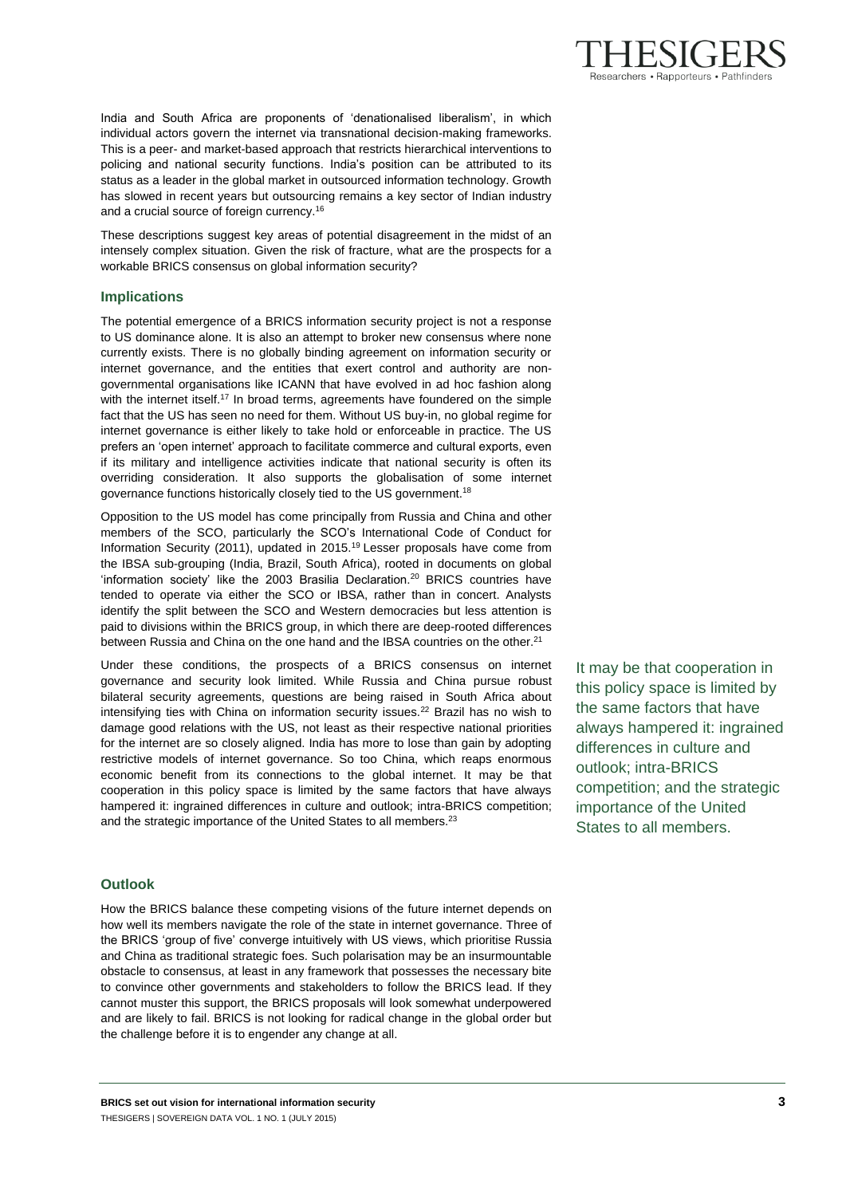India and South Africa are proponents of 'denationalised liberalism', in which individual actors govern the internet via transnational decision-making frameworks. This is a peer- and market-based approach that restricts hierarchical interventions to policing and national security functions. India's position can be attributed to its status as a leader in the global market in outsourced information technology. Growth has slowed in recent years but outsourcing remains a key sector of Indian industry and a crucial source of foreign currency.[16]

These descriptions suggest key areas of potential disagreement in the midst of an intensely complex situation. Given the risk of fracture, what are the prospects for a workable BRICS consensus on global information security?

### Implications

The potential emergence of a BRICS information security project is not a response to US dominance alone. It is also an attempt to broker new consensus where none currently exists. There is no globally binding agreement on information security or internet governance, and the entities that exert control and authority are non-governmental organisations like ICANN that have evolved in ad hoc fashion along with the internet itself.[17] In broad terms, agreements have foundered on the simple fact that the US has seen no need for them. Without US buy-in, no global regime for internet governance is either likely to take hold or enforceable in practice. The US prefers an 'open internet' approach to facilitate commerce and cultural exports, even if its military and intelligence activities indicate that national security is often its overriding consideration. It also supports the globalisation of some internet governance functions historically closely tied to the US government.[18]

Opposition to the US model has come principally from Russia and China and other members of the SCO, particularly the SCO's International Code of Conduct for Information Security (2011), updated in 2015.[19] Lesser proposals have come from the IBSA sub-grouping (India, Brazil, South Africa), rooted in documents on global 'information society' like the 2003 Brasilia Declaration.[20] BRICS countries have tended to operate via either the SCO or IBSA, rather than in concert. Analysts identify the split between the SCO and Western democracies but less attention is paid to divisions within the BRICS group, in which there are deep-rooted differences between Russia and China on the one hand and the IBSA countries on the other.[21]

Under these conditions, the prospects of a BRICS consensus on internet governance and security look limited. While Russia and China pursue robust bilateral security agreements, questions are being raised in South Africa about intensifying ties with China on information security issues.[22] Brazil has no wish to damage good relations with the US, not least as their respective national priorities for the internet are so closely aligned. India has more to lose than gain by adopting restrictive models of internet governance. So too China, which reaps enormous economic benefit from its connections to the global internet. It may be that cooperation in this policy space is limited by the same factors that have always hampered it: ingrained differences in culture and outlook; intra-BRICS competition; and the strategic importance of the United States to all members.[23]

> It may be that cooperation in this policy space is limited by the same factors that have always hampered it: ingrained differences in culture and outlook; intra-BRICS competition; and the strategic importance of the United States to all members.

### Outlook

How the BRICS balance these competing visions of the future internet depends on how well its members navigate the role of the state in internet governance. Three of the BRICS 'group of five' converge intuitively with US views, which prioritise Russia and China as traditional strategic foes. Such polarisation may be an insurmountable obstacle to consensus, at least in any framework that possesses the necessary bite to convince other governments and stakeholders to follow the BRICS lead. If they cannot muster this support, the BRICS proposals will look somewhat underpowered and are likely to fail. BRICS is not looking for radical change in the global order but the challenge before it is to engender any change at all.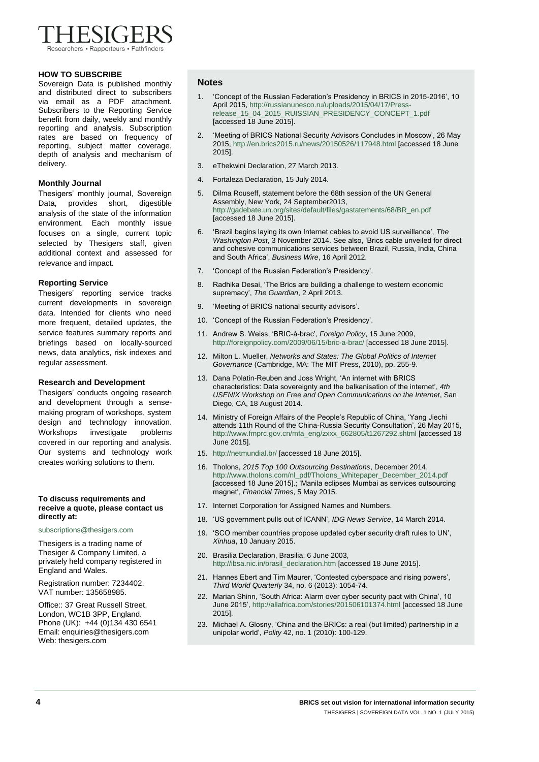THESIGERS

Researchers • Rapporteurs • Pathfinders

**HOW TO SUBSCRIBE**

Sovereign Data is published monthly and distributed direct to subscribers via email as a PDF attachment. Subscribers to the Reporting Service benefit from daily, weekly and monthly reporting and analysis. Subscription rates are based on frequency of reporting, subject matter coverage, depth of analysis and mechanism of delivery.

**Monthly Journal**

Thesigers' monthly journal, Sovereign Data, provides short, digestible analysis of the state of the information environment. Each monthly issue focuses on a single, current topic selected by Thesigers staff, given additional context and assessed for relevance and impact.

**Reporting Service**

Thesigers' reporting service tracks current developments in sovereign data. Intended for clients who need more frequent, detailed updates, the service features summary reports and briefings based on locally-sourced news, data analytics, risk indexes and regular assessment.

**Research and Development**

Thesigers' conducts ongoing research and development through a sense-making program of workshops, system design and technology innovation. Workshops investigate problems covered in our reporting and analysis. Our systems and technology work creates working solutions to them.

**To discuss requirements and receive a quote, please contact us directly at:**

subscriptions@thesigers.com

Thesigers is a trading name of Thesiger & Company Limited, a privately held company registered in England and Wales.

Registration number: 7234402.
VAT number: 135658985.

Office:: 37 Great Russell Street, London, WC1B 3PP, England.
Phone (UK): +44 (0)134 430 6541
Email: enquiries@thesigers.com
Web: thesigers.com

## Notes

1. 'Concept of the Russian Federation's Presidency in BRICS in 2015-2016', 10 April 2015, http://russianunesco.ru/uploads/2015/04/17/Press-release_15_04_2015_RUISSIAN_PRESIDENCY_CONCEPT_1.pdf [accessed 18 June 2015].
2. 'Meeting of BRICS National Security Advisors Concludes in Moscow', 26 May 2015, http://en.brics2015.ru/news/20150526/117948.html [accessed 18 June 2015].
3. eThekwini Declaration, 27 March 2013.
4. Fortaleza Declaration, 15 July 2014.
5. Dilma Rouseff, statement before the 68th session of the UN General Assembly, New York, 24 September2013, http://gadebate.un.org/sites/default/files/gastatements/68/BR_en.pdf [accessed 18 June 2015].
6. 'Brazil begins laying its own Internet cables to avoid US surveillance', *The Washington Post*, 3 November 2014. See also, 'Brics cable unveiled for direct and cohesive communications services between Brazil, Russia, India, China and South Africa', *Business Wire*, 16 April 2012.
7. 'Concept of the Russian Federation's Presidency'.
8. Radhika Desai, 'The Brics are building a challenge to western economic supremacy', *The Guardian*, 2 April 2013.
9. 'Meeting of BRICS national security advisors'.
10. 'Concept of the Russian Federation's Presidency'.
11. Andrew S. Weiss, 'BRIC-à-brac', *Foreign Policy*, 15 June 2009, http://foreignpolicy.com/2009/06/15/bric-a-brac/ [accessed 18 June 2015].
12. Milton L. Mueller, *Networks and States: The Global Politics of Internet Governance* (Cambridge, MA: The MIT Press, 2010), pp. 255-9.
13. Dana Polatin-Reuben and Joss Wright, 'An internet with BRICS characteristics: Data sovereignty and the balkanisation of the internet', *4th USENIX Workshop on Free and Open Communications on the Internet*, San Diego, CA, 18 August 2014.
14. Ministry of Foreign Affairs of the People's Republic of China, 'Yang Jiechi attends 11th Round of the China-Russia Security Consultation', 26 May 2015, http://www.fmprc.gov.cn/mfa_eng/zxxx_662805/t1267292.shtml [accessed 18 June 2015].
15. http://netmundial.br/ [accessed 18 June 2015].
16. Tholons, *2015 Top 100 Outsourcing Destinations*, December 2014, http://www.tholons.com/nl_pdf/Tholons_Whitepaper_December_2014.pdf [accessed 18 June 2015].; 'Manila eclipses Mumbai as services outsourcing magnet', *Financial Times*, 5 May 2015.
17. Internet Corporation for Assigned Names and Numbers.
18. 'US government pulls out of ICANN', *IDG News Service*, 14 March 2014.
19. 'SCO member countries propose updated cyber security draft rules to UN', *Xinhua*, 10 January 2015.
20. Brasilia Declaration, Brasilia, 6 June 2003, http://ibsa.nic.in/brasil_declaration.htm [accessed 18 June 2015].
21. Hannes Ebert and Tim Maurer, 'Contested cyberspace and rising powers', *Third World Quarterly* 34, no. 6 (2013): 1054-74.
22. Marian Shinn, 'South Africa: Alarm over cyber security pact with China', 10 June 2015', http://allafrica.com/stories/201506101374.html [accessed 18 June 2015].
23. Michael A. Glosny, 'China and the BRICs: a real (but limited) partnership in a unipolar world', *Polity* 42, no. 1 (2010): 100-129.